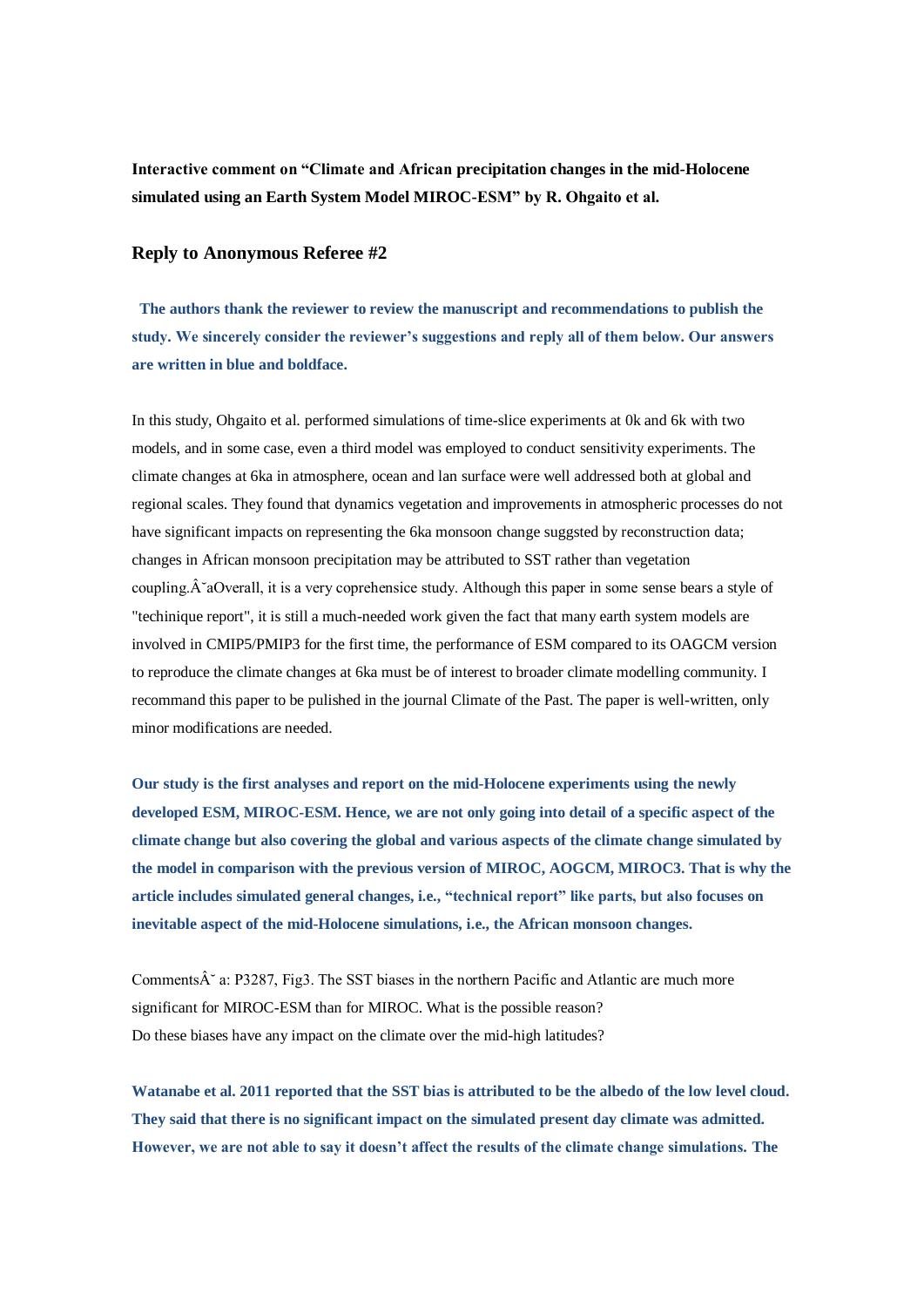**Interactive comment on "Climate and African precipitation changes in the mid-Holocene simulated using an Earth System Model MIROC-ESM" by R. Ohgaito et al.**

## Reply to Anonymous Referee #2

**The authors thank the reviewer to review the manuscript and recommendations to publish the study. We sincerely consider the reviewer's suggestions and reply all of them below. Our answers are written in blue and boldface.**

In this study, Ohgaito et al. performed simulations of time-slice experiments at 0k and 6k with two models, and in some case, even a third model was employed to conduct sensitivity experiments. The climate changes at 6ka in atmosphere, ocean and lan surface were well addressed both at global and regional scales. They found that dynamics vegetation and improvements in atmospheric processes do not have significant impacts on representing the 6ka monsoon change suggsted by reconstruction data; changes in African monsoon precipitation may be attributed to SST rather than vegetation coupling.Â˘aOverall, it is a very coprehensice study. Although this paper in some sense bears a style of "techinique report", it is still a much-needed work given the fact that many earth system models are involved in CMIP5/PMIP3 for the first time, the performance of ESM compared to its OAGCM version to reproduce the climate changes at 6ka must be of interest to broader climate modelling community. I recommand this paper to be pulished in the journal Climate of the Past. The paper is well-written, only minor modifications are needed.

**Our study is the first analyses and report on the mid-Holocene experiments using the newly developed ESM, MIROC-ESM. Hence, we are not only going into detail of a specific aspect of the climate change but also covering the global and various aspects of the climate change simulated by the model in comparison with the previous version of MIROC, AOGCM, MIROC3. That is why the article includes simulated general changes, i.e., "technical report" like parts, but also focuses on inevitable aspect of the mid-Holocene simulations, i.e., the African monsoon changes.**

CommentsÂ˘ a: P3287, Fig3. The SST biases in the northern Pacific and Atlantic are much more significant for MIROC-ESM than for MIROC. What is the possible reason?
Do these biases have any impact on the climate over the mid-high latitudes?

**Watanabe et al. 2011 reported that the SST bias is attributed to be the albedo of the low level cloud. They said that there is no significant impact on the simulated present day climate was admitted. However, we are not able to say it doesn't affect the results of the climate change simulations. The**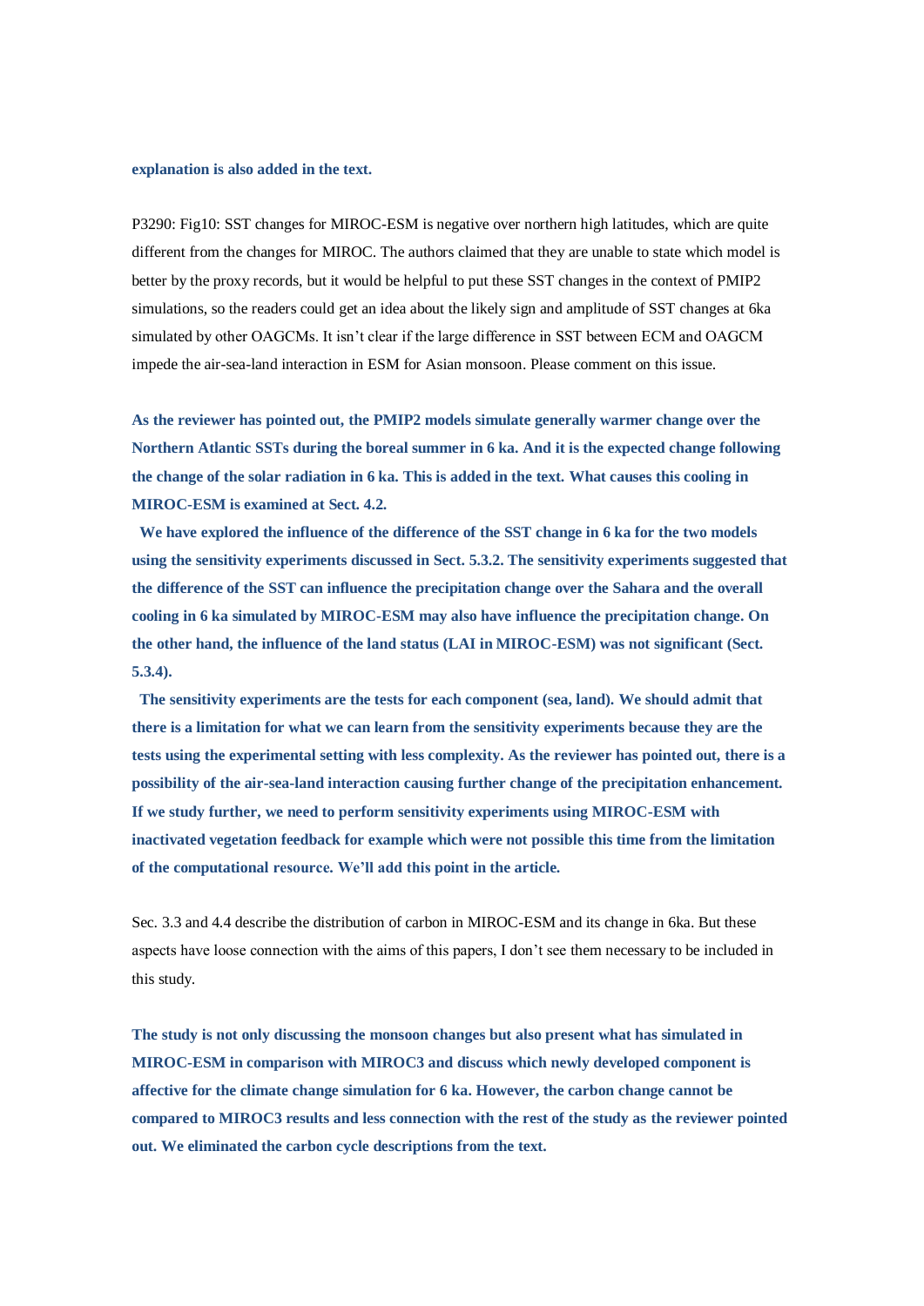**explanation is also added in the text.**

P3290: Fig10: SST changes for MIROC-ESM is negative over northern high latitudes, which are quite different from the changes for MIROC. The authors claimed that they are unable to state which model is better by the proxy records, but it would be helpful to put these SST changes in the context of PMIP2 simulations, so the readers could get an idea about the likely sign and amplitude of SST changes at 6ka simulated by other OAGCMs. It isn't clear if the large difference in SST between ECM and OAGCM impede the air-sea-land interaction in ESM for Asian monsoon. Please comment on this issue.

**As the reviewer has pointed out, the PMIP2 models simulate generally warmer change over the Northern Atlantic SSTs during the boreal summer in 6 ka. And it is the expected change following the change of the solar radiation in 6 ka. This is added in the text. What causes this cooling in MIROC-ESM is examined at Sect. 4.2.**

**We have explored the influence of the difference of the SST change in 6 ka for the two models using the sensitivity experiments discussed in Sect. 5.3.2. The sensitivity experiments suggested that the difference of the SST can influence the precipitation change over the Sahara and the overall cooling in 6 ka simulated by MIROC-ESM may also have influence the precipitation change. On the other hand, the influence of the land status (LAI in MIROC-ESM) was not significant (Sect. 5.3.4).**

**The sensitivity experiments are the tests for each component (sea, land). We should admit that there is a limitation for what we can learn from the sensitivity experiments because they are the tests using the experimental setting with less complexity. As the reviewer has pointed out, there is a possibility of the air-sea-land interaction causing further change of the precipitation enhancement. If we study further, we need to perform sensitivity experiments using MIROC-ESM with inactivated vegetation feedback for example which were not possible this time from the limitation of the computational resource. We'll add this point in the article.**

Sec. 3.3 and 4.4 describe the distribution of carbon in MIROC-ESM and its change in 6ka. But these aspects have loose connection with the aims of this papers, I don't see them necessary to be included in this study.

**The study is not only discussing the monsoon changes but also present what has simulated in MIROC-ESM in comparison with MIROC3 and discuss which newly developed component is affective for the climate change simulation for 6 ka. However, the carbon change cannot be compared to MIROC3 results and less connection with the rest of the study as the reviewer pointed out. We eliminated the carbon cycle descriptions from the text.**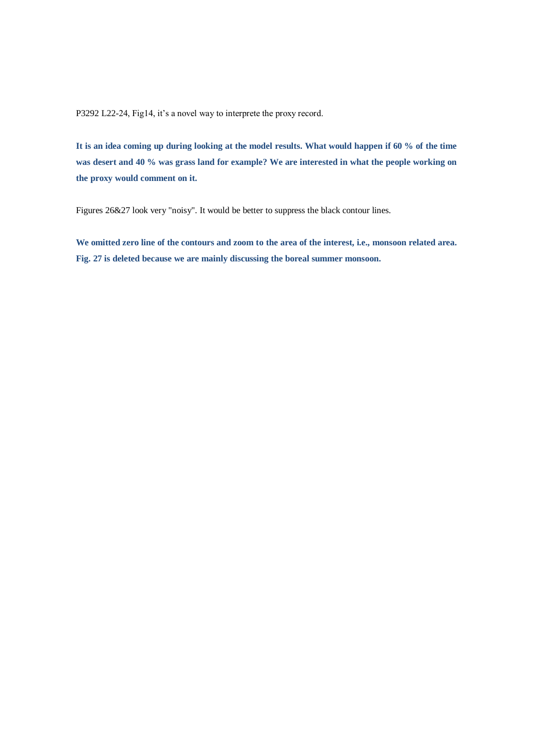P3292 L22-24, Fig14, it's a novel way to interprete the proxy record.

**It is an idea coming up during looking at the model results. What would happen if 60 % of the time was desert and 40 % was grass land for example? We are interested in what the people working on the proxy would comment on it.**

Figures 26&27 look very "noisy". It would be better to suppress the black contour lines.

**We omitted zero line of the contours and zoom to the area of the interest, i.e., monsoon related area. Fig. 27 is deleted because we are mainly discussing the boreal summer monsoon.**